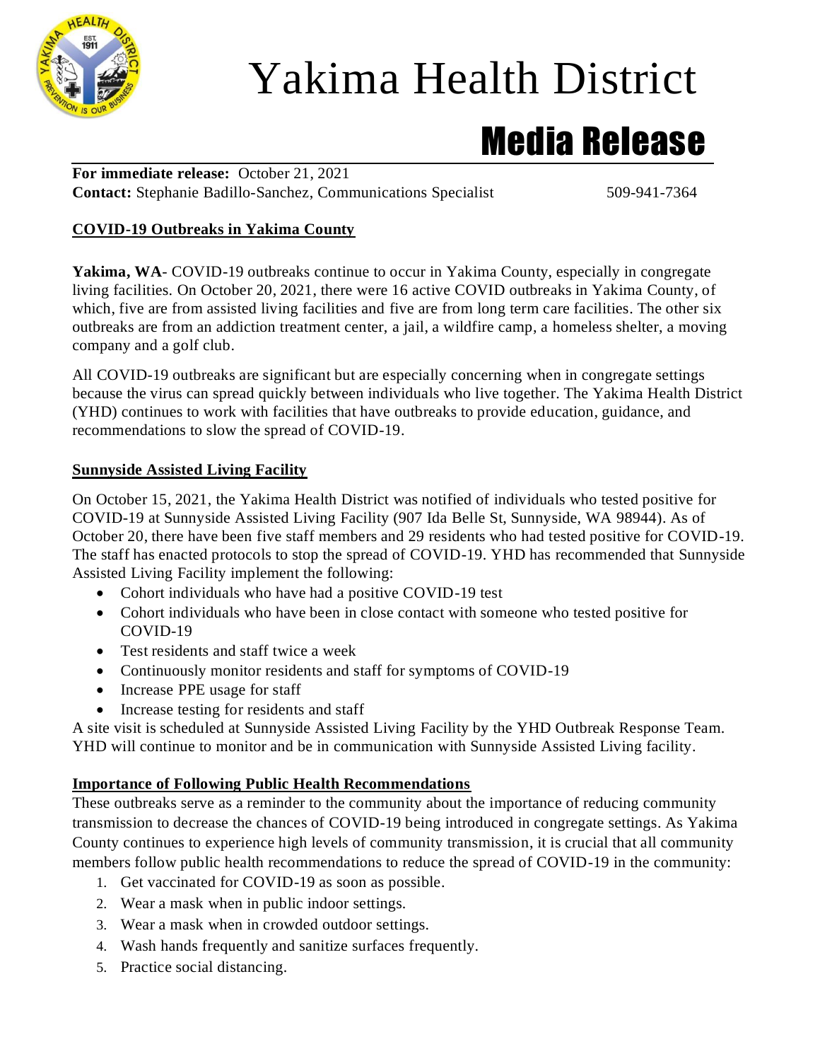# Yakima Health District

## Media Release

**For immediate release:** October 21, 2021
**Contact:** Stephanie Badillo-Sanchez, Communications Specialist 509-941-7364

### COVID-19 Outbreaks in Yakima County

**Yakima, WA**- COVID-19 outbreaks continue to occur in Yakima County, especially in congregate living facilities. On October 20, 2021, there were 16 active COVID outbreaks in Yakima County, of which, five are from assisted living facilities and five are from long term care facilities. The other six outbreaks are from an addiction treatment center, a jail, a wildfire camp, a homeless shelter, a moving company and a golf club.

All COVID-19 outbreaks are significant but are especially concerning when in congregate settings because the virus can spread quickly between individuals who live together. The Yakima Health District (YHD) continues to work with facilities that have outbreaks to provide education, guidance, and recommendations to slow the spread of COVID-19.

### Sunnyside Assisted Living Facility

On October 15, 2021, the Yakima Health District was notified of individuals who tested positive for COVID-19 at Sunnyside Assisted Living Facility (907 Ida Belle St, Sunnyside, WA 98944). As of October 20, there have been five staff members and 29 residents who had tested positive for COVID-19. The staff has enacted protocols to stop the spread of COVID-19. YHD has recommended that Sunnyside Assisted Living Facility implement the following:

- Cohort individuals who have had a positive COVID-19 test
- Cohort individuals who have been in close contact with someone who tested positive for COVID-19
- Test residents and staff twice a week
- Continuously monitor residents and staff for symptoms of COVID-19
- Increase PPE usage for staff
- Increase testing for residents and staff

A site visit is scheduled at Sunnyside Assisted Living Facility by the YHD Outbreak Response Team. YHD will continue to monitor and be in communication with Sunnyside Assisted Living facility.

### Importance of Following Public Health Recommendations

These outbreaks serve as a reminder to the community about the importance of reducing community transmission to decrease the chances of COVID-19 being introduced in congregate settings. As Yakima County continues to experience high levels of community transmission, it is crucial that all community members follow public health recommendations to reduce the spread of COVID-19 in the community:

1. Get vaccinated for COVID-19 as soon as possible.
2. Wear a mask when in public indoor settings.
3. Wear a mask when in crowded outdoor settings.
4. Wash hands frequently and sanitize surfaces frequently.
5. Practice social distancing.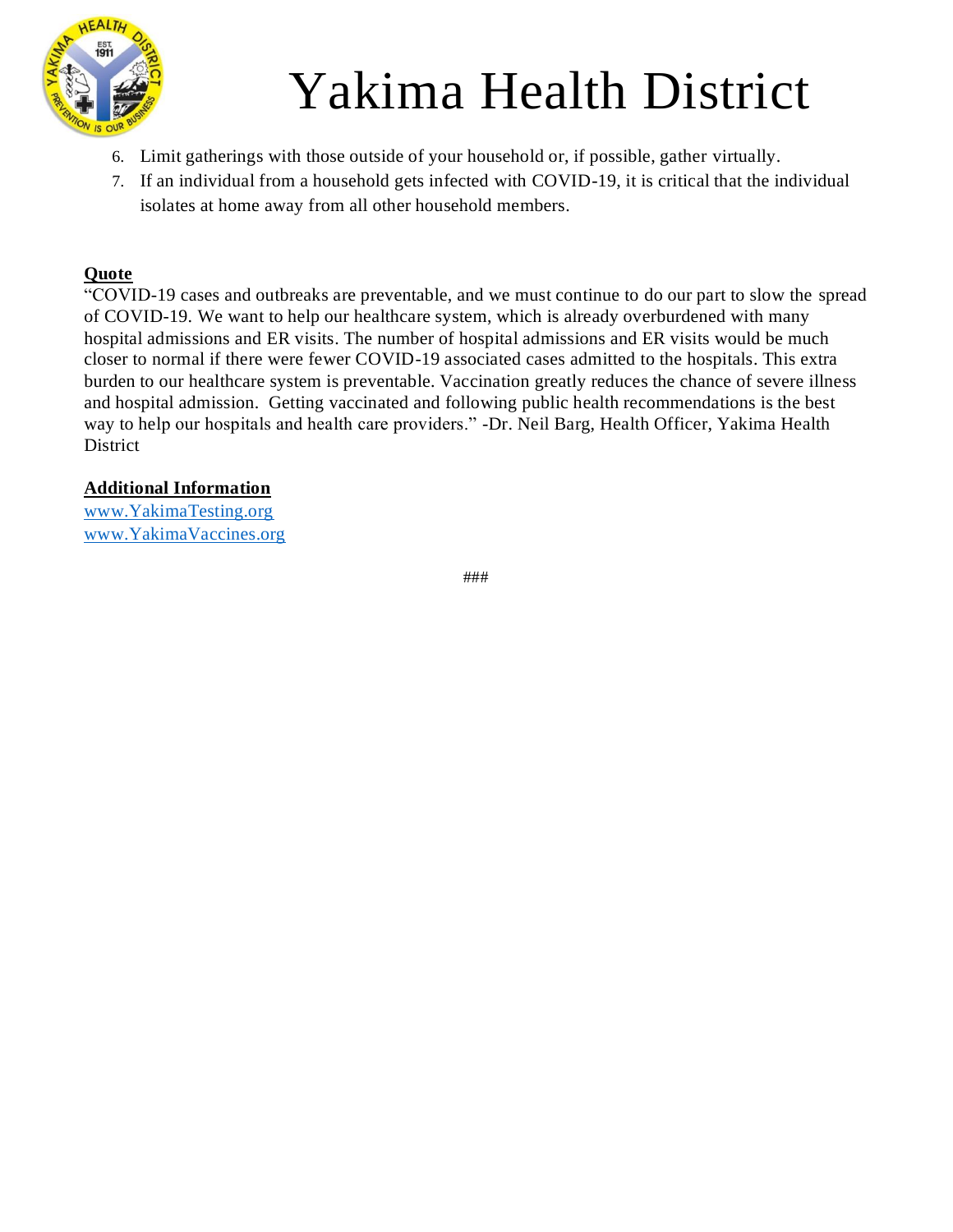# Yakima Health District

6. Limit gatherings with those outside of your household or, if possible, gather virtually.
7. If an individual from a household gets infected with COVID-19, it is critical that the individual isolates at home away from all other household members.

**Quote**

"COVID-19 cases and outbreaks are preventable, and we must continue to do our part to slow the spread of COVID-19. We want to help our healthcare system, which is already overburdened with many hospital admissions and ER visits. The number of hospital admissions and ER visits would be much closer to normal if there were fewer COVID-19 associated cases admitted to the hospitals. This extra burden to our healthcare system is preventable. Vaccination greatly reduces the chance of severe illness and hospital admission. Getting vaccinated and following public health recommendations is the best way to help our hospitals and health care providers." -Dr. Neil Barg, Health Officer, Yakima Health District

**Additional Information**

www.YakimaTesting.org
www.YakimaVaccines.org

###